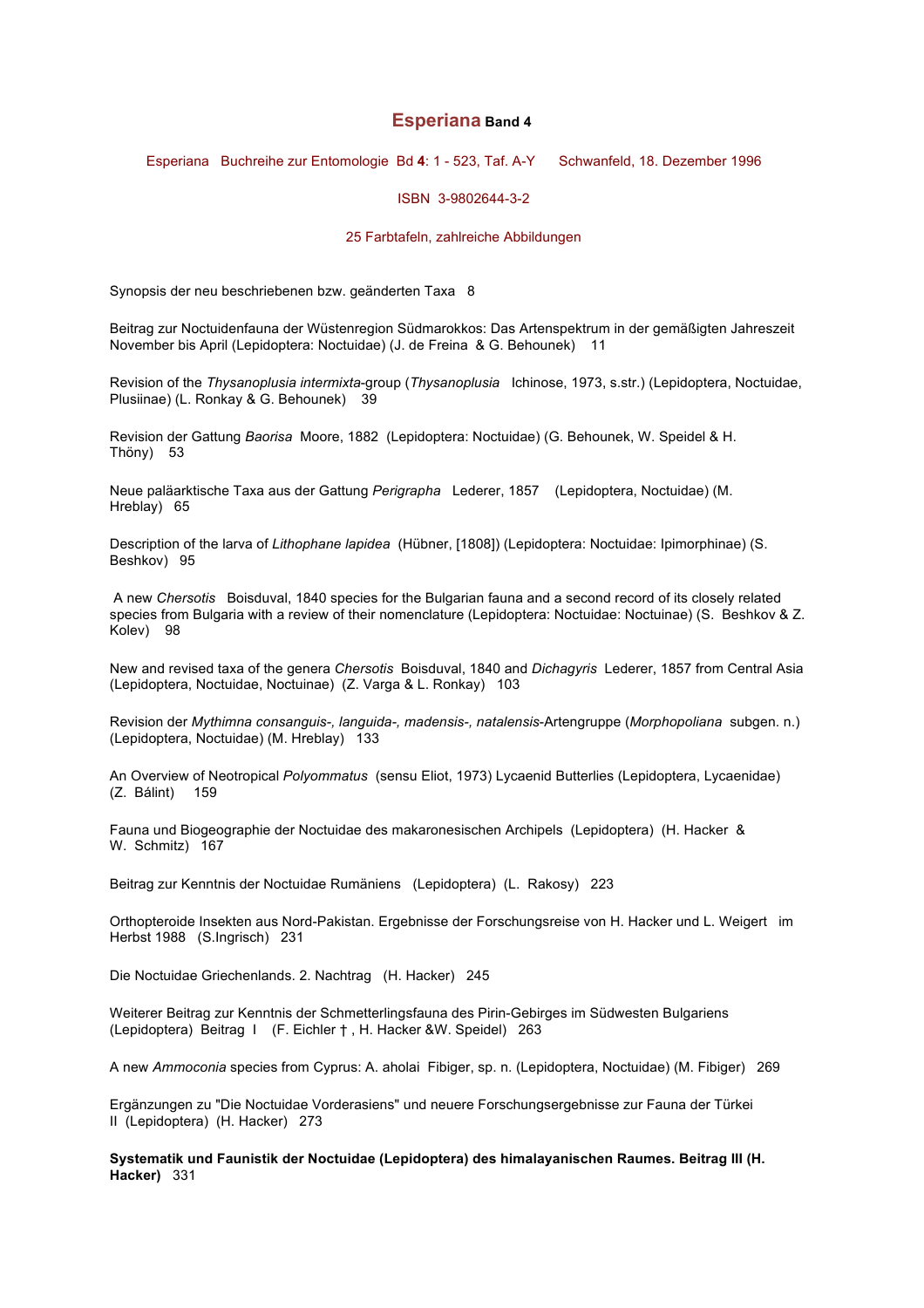# **Esperiana** Band 4

Esperiana Buchreihe zur Entomologie Bd **4**: 1 - 523, Taf. A-Y Schwanfeld, 18. Dezember 1996

ISBN 3-9802644-3-2

25 Farbtafeln, zahlreiche Abbildungen

Synopsis der neu beschriebenen bzw. geänderten Taxa 8

Beitrag zur Noctuidenfauna der Wüstenregion Südmarokkos: Das Artenspektrum in der gemäßigten Jahreszeit November bis April (Lepidoptera: Noctuidae) (J. de Freina & G. Behounek) 11

Revision of the *Thysanoplusia intermixta*-group (*Thysanoplusia* Ichinose, 1973, s.str.) (Lepidoptera, Noctuidae, Plusiinae) (L. Ronkay & G. Behounek) 39

Revision der Gattung *Baorisa* Moore, 1882 (Lepidoptera: Noctuidae) (G. Behounek, W. Speidel & H. Thöny) 53

Neue paläarktische Taxa aus der Gattung *Perigrapha* Lederer, 1857 (Lepidoptera, Noctuidae) (M. Hreblay) 65

Description of the larva of *Lithophane lapidea* (Hübner, [1808]) (Lepidoptera: Noctuidae: Ipimorphinae) (S. Beshkov) 95

A new *Chersotis* Boisduval, 1840 species for the Bulgarian fauna and a second record of its closely related species from Bulgaria with a review of their nomenclature (Lepidoptera: Noctuidae: Noctuinae) (S. Beshkov & Z. Kolev) 98

New and revised taxa of the genera *Chersotis* Boisduval, 1840 and *Dichagyris* Lederer, 1857 from Central Asia (Lepidoptera, Noctuidae, Noctuinae) (Z. Varga & L. Ronkay) 103

Revision der *Mythimna consanguis-, languida-, madensis-, natalensis*-Artengruppe (*Morphopoliana* subgen. n.) (Lepidoptera, Noctuidae) (M. Hreblay) 133

An Overview of Neotropical *Polyommatus* (sensu Eliot, 1973) Lycaenid Butterlies (Lepidoptera, Lycaenidae) (Z. Bálint) 159

Fauna und Biogeographie der Noctuidae des makaronesischen Archipels (Lepidoptera) (H. Hacker & W. Schmitz) 167

Beitrag zur Kenntnis der Noctuidae Rumäniens (Lepidoptera) (L. Rakosy) 223

Orthopteroide Insekten aus Nord-Pakistan. Ergebnisse der Forschungsreise von H. Hacker und L. Weigert im Herbst 1988 (S.Ingrisch) 231

Die Noctuidae Griechenlands. 2. Nachtrag (H. Hacker) 245

Weiterer Beitrag zur Kenntnis der Schmetterlingsfauna des Pirin-Gebirges im Südwesten Bulgariens (Lepidoptera) Beitrag I (F. Eichler † , H. Hacker &W. Speidel) 263

A new *Ammoconia* species from Cyprus: A. aholai Fibiger, sp. n. (Lepidoptera, Noctuidae) (M. Fibiger) 269

Ergänzungen zu "Die Noctuidae Vorderasiens" und neuere Forschungsergebnisse zur Fauna der Türkei II (Lepidoptera) (H. Hacker) 273

**Systematik und Faunistik der Noctuidae (Lepidoptera) des himalayanischen Raumes. Beitrag III (H. Hacker)** 331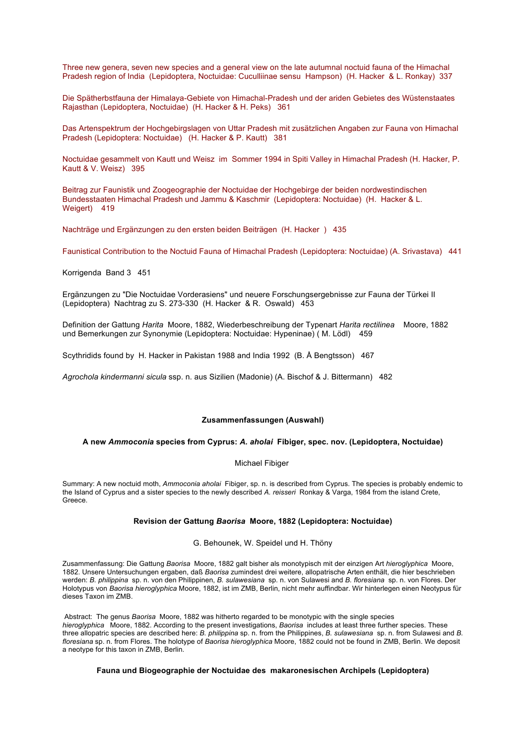Three new genera, seven new species and a general view on the late autumnal noctuid fauna of the Himachal Pradesh region of India (Lepidoptera, Noctuidae: Cuculliinae sensu Hampson) (H. Hacker & L. Ronkay) 337

Die Spätherbstfauna der Himalaya-Gebiete von Himachal-Pradesh und der ariden Gebietes des Wüstenstaates Rajasthan (Lepidoptera, Noctuidae) (H. Hacker & H. Peks) 361

Das Artenspektrum der Hochgebirgslagen von Uttar Pradesh mit zusätzlichen Angaben zur Fauna von Himachal Pradesh (Lepidoptera: Noctuidae) (H. Hacker & P. Kautt) 381

Noctuidae gesammelt von Kautt und Weisz im Sommer 1994 in Spiti Valley in Himachal Pradesh (H. Hacker, P. Kautt & V. Weisz) 395

Beitrag zur Faunistik und Zoogeographie der Noctuidae der Hochgebirge der beiden nordwestindischen Bundesstaaten Himachal Pradesh und Jammu & Kaschmir (Lepidoptera: Noctuidae) (H. Hacker & L. Weigert) 419

Nachträge und Ergänzungen zu den ersten beiden Beiträgen (H. Hacker ) 435

Faunistical Contribution to the Noctuid Fauna of Himachal Pradesh (Lepidoptera: Noctuidae) (A. Srivastava) 441

Korrigenda Band 3 451

Ergänzungen zu "Die Noctuidae Vorderasiens" und neuere Forschungsergebnisse zur Fauna der Türkei II (Lepidoptera) Nachtrag zu S. 273-330 (H. Hacker & R. Oswald) 453

Definition der Gattung *Harita* Moore, 1882, Wiederbeschreibung der Typenart *Harita rectilinea* Moore, 1882 und Bemerkungen zur Synonymie (Lepidoptera: Noctuidae: Hypeninae) ( M. Lödl) 459

Scythridids found by H. Hacker in Pakistan 1988 and India 1992 (B. Å Bengtsson) 467

*Agrochola kindermanni sicula* ssp. n. aus Sizilien (Madonie) (A. Bischof & J. Bittermann) 482

## Zusammenfassungen (Auswahl)

### A new *Ammoconia* species from Cyprus: *A. aholai* Fibiger, spec. nov. (Lepidoptera, Noctuidae)

Michael Fibiger

Summary: A new noctuid moth, *Ammoconia aholai* Fibiger, sp. n. is described from Cyprus. The species is probably endemic to the Island of Cyprus and a sister species to the newly described *A. reisseri* Ronkay & Varga, 1984 from the island Crete, Greece.

### Revision der Gattung *Baorisa* Moore, 1882 (Lepidoptera: Noctuidae)

G. Behounek, W. Speidel und H. Thöny

Zusammenfassung: Die Gattung *Baorisa* Moore, 1882 galt bisher als monotypisch mit der einzigen Art *hieroglyphica* Moore, 1882. Unsere Untersuchungen ergaben, daß *Baorisa* zumindest drei weitere, allopatrische Arten enthält, die hier beschrieben werden: *B. philippina* sp. n. von den Philippinen, *B. sulawesiana* sp. n. von Sulawesi and *B. floresiana* sp. n. von Flores. Der Holotypus von *Baorisa hieroglyphica* Moore, 1882, ist im ZMB, Berlin, nicht mehr auffindbar. Wir hinterlegen einen Neotypus für dieses Taxon im ZMB.

Abstract: The genus *Baorisa* Moore, 1882 was hitherto regarded to be monotypic with the single species *hieroglyphica* Moore, 1882. According to the present investigations, *Baorisa* includes at least three further species. These three allopatric species are described here: *B. philippina* sp. n. from the Philippines, *B. sulawesiana* sp. n. from Sulawesi and *B. floresiana* sp. n. from Flores. The holotype of *Baorisa hieroglyphica* Moore, 1882 could not be found in ZMB, Berlin. We deposit a neotype for this taxon in ZMB, Berlin.

### Fauna und Biogeographie der Noctuidae des makaronesischen Archipels (Lepidoptera)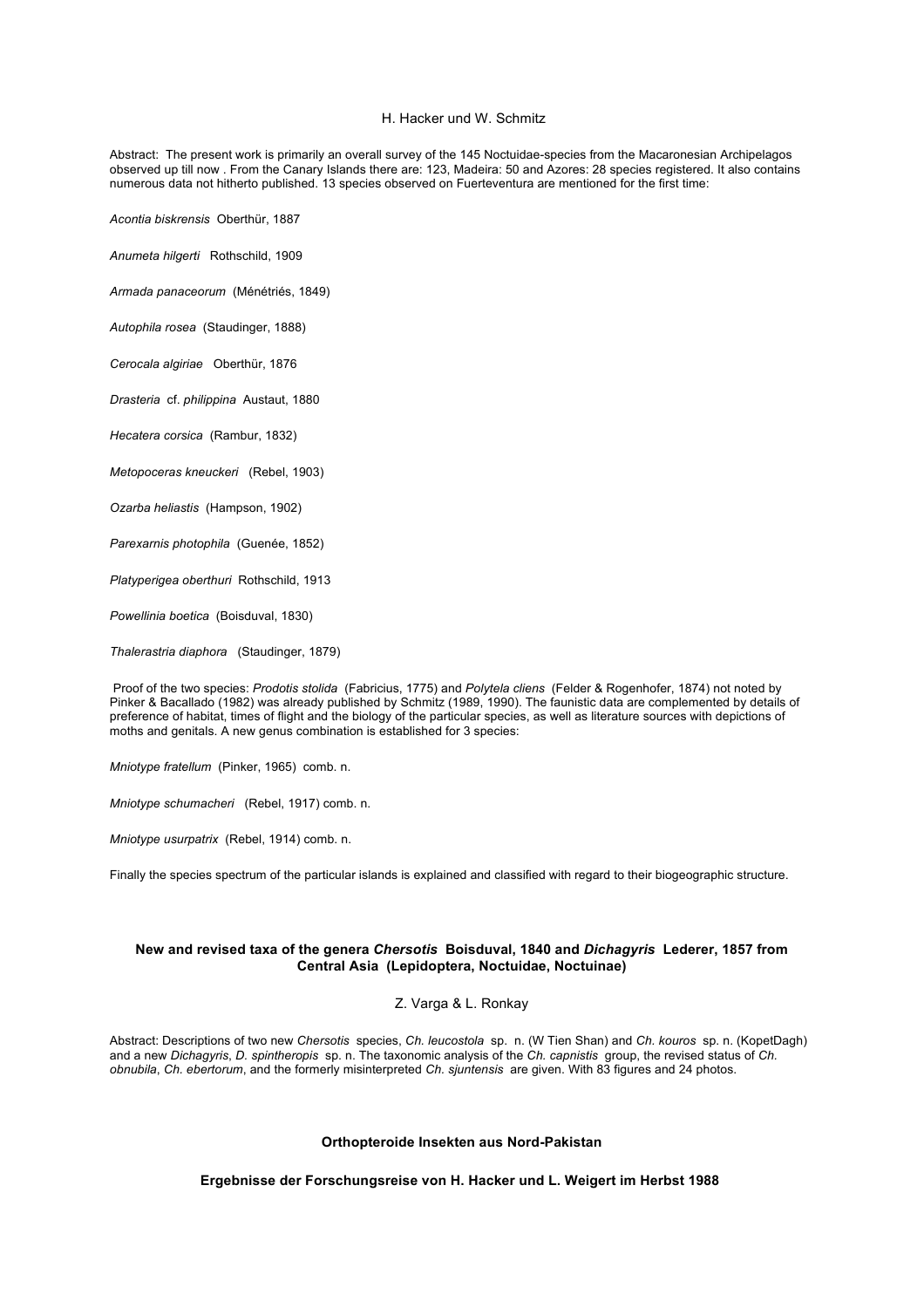H. Hacker und W. Schmitz

Abstract: The present work is primarily an overall survey of the 145 Noctuidae-species from the Macaronesian Archipelagos observed up till now . From the Canary Islands there are: 123, Madeira: 50 and Azores: 28 species registered. It also contains numerous data not hitherto published. 13 species observed on Fuerteventura are mentioned for the first time:

*Acontia biskrensis* Oberthür, 1887

*Anumeta hilgerti* Rothschild, 1909

*Armada panaceorum* (Ménétriés, 1849)

*Autophila rosea* (Staudinger, 1888)

*Cerocala algiriae* Oberthür, 1876

*Drasteria* cf. *philippina* Austaut, 1880

*Hecatera corsica* (Rambur, 1832)

*Metopoceras kneuckeri* (Rebel, 1903)

*Ozarba heliastis* (Hampson, 1902)

*Parexarnis photophila* (Guenée, 1852)

*Platyperigea oberthuri* Rothschild, 1913

*Powellinia boetica* (Boisduval, 1830)

*Thalerastria diaphora* (Staudinger, 1879)

Proof of the two species: *Prodotis stolida* (Fabricius, 1775) and *Polytela cliens* (Felder & Rogenhofer, 1874) not noted by Pinker & Bacallado (1982) was already published by Schmitz (1989, 1990). The faunistic data are complemented by details of preference of habitat, times of flight and the biology of the particular species, as well as literature sources with depictions of moths and genitals. A new genus combination is established for 3 species:

*Mniotype fratellum* (Pinker, 1965) comb. n.

*Mniotype schumacheri* (Rebel, 1917) comb. n.

*Mniotype usurpatrix* (Rebel, 1914) comb. n.

Finally the species spectrum of the particular islands is explained and classified with regard to their biogeographic structure.

### New and revised taxa of the genera *Chersotis* Boisduval, 1840 and *Dichagyris* Lederer, 1857 from Central Asia (Lepidoptera, Noctuidae, Noctuinae)

Z. Varga & L. Ronkay

Abstract: Descriptions of two new *Chersotis* species, *Ch. leucostola* sp. n. (W Tien Shan) and *Ch. kouros* sp. n. (KopetDagh) and a new *Dichagyris*, *D. spintheropis* sp. n. The taxonomic analysis of the *Ch. capnistis* group, the revised status of *Ch. obnubila*, *Ch. ebertorum*, and the formerly misinterpreted *Ch. sjuntensis* are given. With 83 figures and 24 photos.

### Orthopteroide Insekten aus Nord-Pakistan

#### Ergebnisse der Forschungsreise von H. Hacker und L. Weigert im Herbst 1988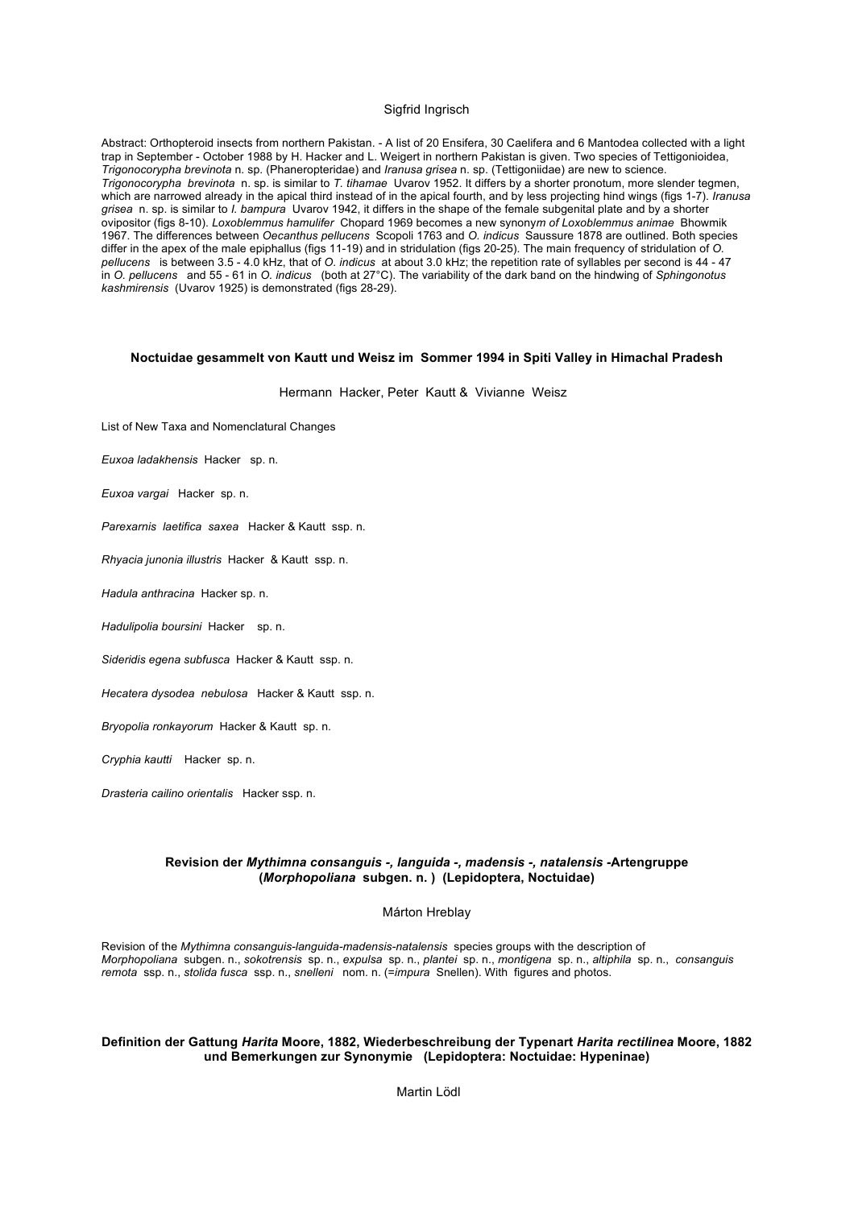Sigfrid Ingrisch

Abstract: Orthopteroid insects from northern Pakistan. - A list of 20 Ensifera, 30 Caelifera and 6 Mantodea collected with a light trap in September - October 1988 by H. Hacker and L. Weigert in northern Pakistan is given. Two species of Tettigonioidea, *Trigonocorypha brevinota* n. sp. (Phaneropteridae) and *Iranusa grisea* n. sp. (Tettigoniidae) are new to science. *Trigonocorypha brevinota* n. sp. is similar to *T. tihamae* Uvarov 1952. It differs by a shorter pronotum, more slender tegmen, which are narrowed already in the apical third instead of in the apical fourth, and by less projecting hind wings (figs 1-7). *Iranusa grisea* n. sp. is similar to *I. bampura* Uvarov 1942, it differs in the shape of the female subgenital plate and by a shorter ovipositor (figs 8-10). *Loxoblemmus hamulifer* Chopard 1969 becomes a new synony*m of Loxoblemmus animae* Bhowmik 1967. The differences between *Oecanthus pellucens* Scopoli 1763 and *O. indicus* Saussure 1878 are outlined. Both species differ in the apex of the male epiphallus (figs 11-19) and in stridulation (figs 20-25). The main frequency of stridulation of *O. pellucens* is between 3.5 - 4.0 kHz, that of *O. indicus* at about 3.0 kHz; the repetition rate of syllables per second is 44 - 47 in *O. pellucens* and 55 - 61 in *O. indicus* (both at 27°C). The variability of the dark band on the hindwing of *Sphingonotus kashmirensis* (Uvarov 1925) is demonstrated (figs 28-29).

**Noctuidae gesammelt von Kautt und Weisz im Sommer 1994 in Spiti Valley in Himachal Pradesh**

Hermann Hacker, Peter Kautt & Vivianne Weisz

List of New Taxa and Nomenclatural Changes

*Euxoa ladakhensis* Hacker sp. n.

*Euxoa vargai* Hacker sp. n.

*Parexarnis laetifica saxea* Hacker & Kautt ssp. n.

*Rhyacia junonia illustris* Hacker & Kautt ssp. n.

*Hadula anthracina* Hacker sp. n.

*Hadulipolia boursini* Hacker sp. n.

*Sideridis egena subfusca* Hacker & Kautt ssp. n.

*Hecatera dysodea nebulosa* Hacker & Kautt ssp. n.

*Bryopolia ronkayorum* Hacker & Kautt sp. n.

*Cryphia kautti* Hacker sp. n.

*Drasteria cailino orientalis* Hacker ssp. n.

**Revision der *Mythimna consanguis -, languida -, madensis -, natalensis* -Artengruppe (*Morphopoliana* subgen. n. ) (Lepidoptera, Noctuidae)**

Márton Hreblay

Revision of the *Mythimna consanguis-languida-madensis-natalensis* species groups with the description of *Morphopoliana* subgen. n., *sokotrensis* sp. n., *expulsa* sp. n., *plantei* sp. n., *montigena* sp. n., *altiphila* sp. n., *consanguis remota* ssp. n., *stolida fusca* ssp. n., *snelleni* nom. n. (=*impura* Snellen). With figures and photos.

**Definition der Gattung *Harita* Moore, 1882, Wiederbeschreibung der Typenart *Harita rectilinea* Moore, 1882 und Bemerkungen zur Synonymie (Lepidoptera: Noctuidae: Hypeninae)**

Martin Lödl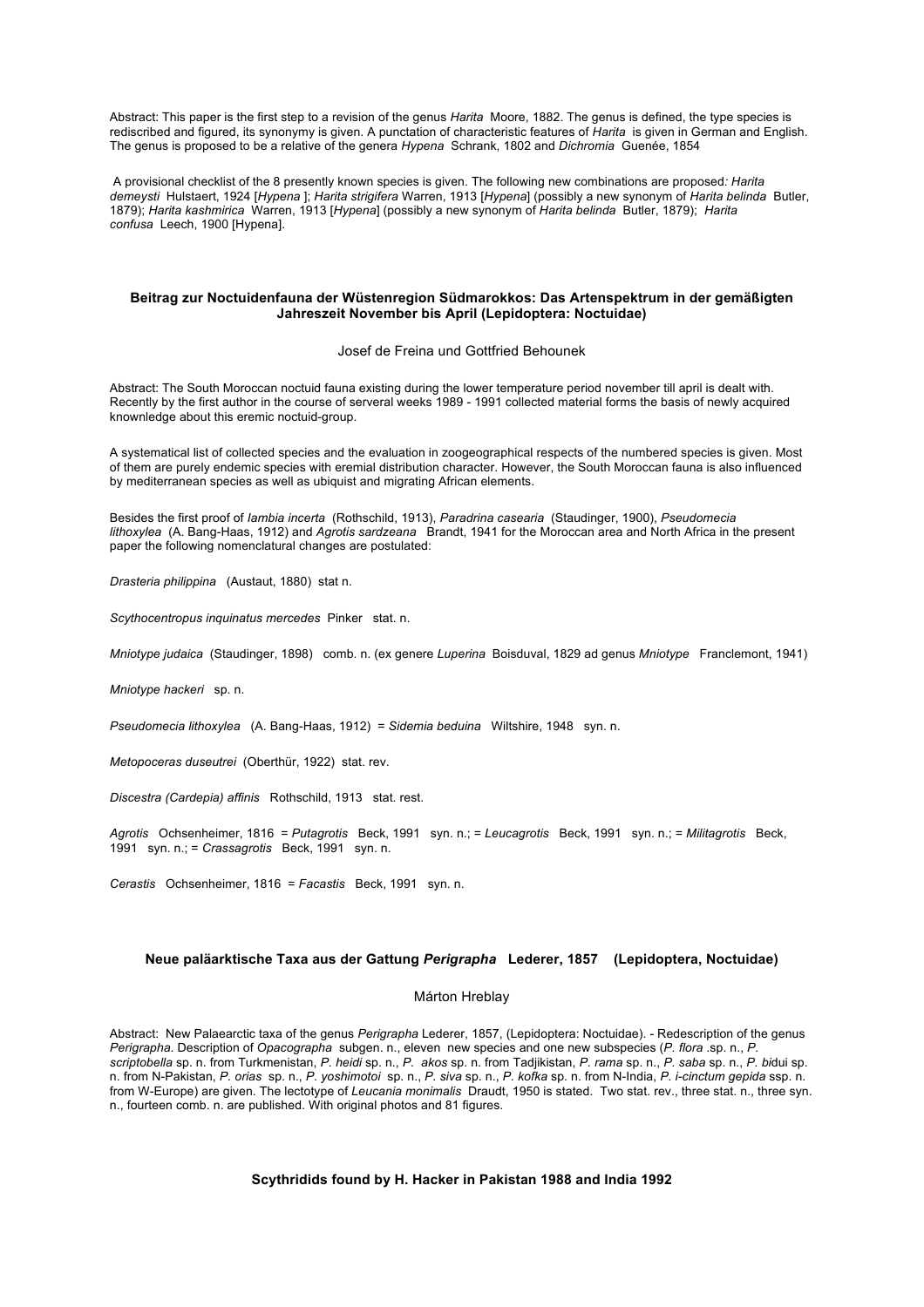Abstract: This paper is the first step to a revision of the genus *Harita* Moore, 1882. The genus is defined, the type species is redescribed and figured, its synonymy is given. A punctation of characteristic features of *Harita* is given in German and English. The genus is proposed to be a relative of the genera *Hypena* Schrank, 1802 and *Dichromia* Guenée, 1854

A provisional checklist of the 8 presently known species is given. The following new combinations are proposed*: Harita demeysti* Hulstaert, 1924 [*Hypena* ]; *Harita strigifera* Warren, 1913 [*Hypena*] (possibly a new synonym of *Harita belinda* Butler, 1879); *Harita kashmirica* Warren, 1913 [*Hypena*] (possibly a new synonym of *Harita belinda* Butler, 1879); *Harita confusa* Leech, 1900 [Hypena].

### Beitrag zur Noctuidenfauna der Wüstenregion Südmarokkos: Das Artenspektrum in der gemäßigten Jahreszeit November bis April (Lepidoptera: Noctuidae)

Josef de Freina und Gottfried Behounek

Abstract: The South Moroccan noctuid fauna existing during the lower temperature period november till april is dealt with. Recently by the first author in the course of serveral weeks 1989 - 1991 collected material forms the basis of newly acquired knownledge about this eremic noctuid-group.

A systematical list of collected species and the evaluation in zoogeographical respects of the numbered species is given. Most of them are purely endemic species with eremial distribution character. However, the South Moroccan fauna is also influenced by mediterranean species as well as ubiquist and migrating African elements.

Besides the first proof of *Iambia incerta* (Rothschild, 1913), *Paradrina casearia* (Staudinger, 1900), *Pseudomecia lithoxylea* (A. Bang-Haas, 1912) and *Agrotis sardzeana* Brandt, 1941 for the Moroccan area and North Africa in the present paper the following nomenclatural changes are postulated:

*Drasteria philippina* (Austaut, 1880) stat n.

*Scythocentropus inquinatus mercedes* Pinker stat. n.

*Mniotype judaica* (Staudinger, 1898) comb. n. (ex genere *Luperina* Boisduval, 1829 ad genus *Mniotype* Franclemont, 1941)

*Mniotype hackeri* sp. n.

*Pseudomecia lithoxylea* (A. Bang-Haas, 1912) = *Sidemia beduina* Wiltshire, 1948 syn. n.

*Metopoceras duseutrei* (Oberthür, 1922) stat. rev.

*Discestra (Cardepia) affinis* Rothschild, 1913 stat. rest.

*Agrotis* Ochsenheimer, 1816 = *Putagrotis* Beck, 1991 syn. n.; = *Leucagrotis* Beck, 1991 syn. n.; = *Militagrotis* Beck, 1991 syn. n.; = *Crassagrotis* Beck, 1991 syn. n.

*Cerastis* Ochsenheimer, 1816 = *Facastis* Beck, 1991 syn. n.

### Neue paläarktische Taxa aus der Gattung *Perigrapha* Lederer, 1857 (Lepidoptera, Noctuidae)

Márton Hreblay

Abstract: New Palaearctic taxa of the genus *Perigrapha* Lederer, 1857, (Lepidoptera: Noctuidae). - Redescription of the genus *Perigrapha*. Description of *Opacographa* subgen. n., eleven new species and one new subspecies (*P. flora* .sp. n., *P. scriptobella* sp. n. from Turkmenistan, *P. heidi* sp. n., *P. akos* sp. n. from Tadjikistan, *P. rama* sp. n., *P. saba* sp. n., *P. bi*dui sp. n. from N-Pakistan, *P. orias* sp. n., *P. yoshimotoi* sp. n., *P. siva* sp. n., *P. kofka* sp. n. from N-India, *P. i-cinctum gepida* ssp. n. from W-Europe) are given. The lectotype of *Leucania monimalis* Draudt, 1950 is stated. Two stat. rev., three stat. n., three syn. n., fourteen comb. n. are published. With original photos and 81 figures.

### Scythridids found by H. Hacker in Pakistan 1988 and India 1992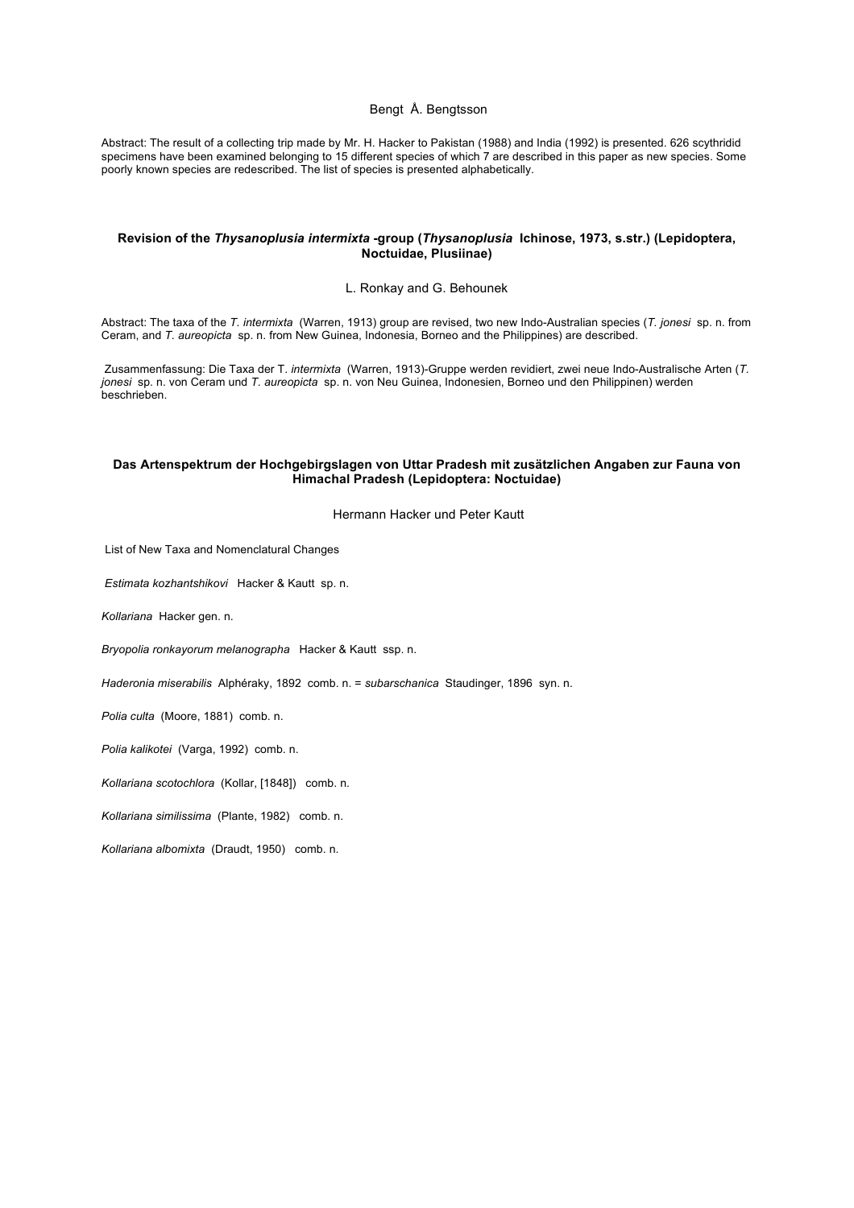Bengt Å. Bengtsson

Abstract: The result of a collecting trip made by Mr. H. Hacker to Pakistan (1988) and India (1992) is presented. 626 scythridid specimens have been examined belonging to 15 different species of which 7 are described in this paper as new species. Some poorly known species are redescribed. The list of species is presented alphabetically.

## Revision of the *Thysanoplusia intermixta* -group (*Thysanoplusia* Ichinose, 1973, s.str.) (Lepidoptera, Noctuidae, Plusiinae)

L. Ronkay and G. Behounek

Abstract: The taxa of the *T. intermixta* (Warren, 1913) group are revised, two new Indo-Australian species (*T. jonesi* sp. n. from Ceram, and *T. aureopicta* sp. n. from New Guinea, Indonesia, Borneo and the Philippines) are described.

Zusammenfassung: Die Taxa der T. *intermixta* (Warren, 1913)-Gruppe werden revidiert, zwei neue Indo-Australische Arten (*T. jonesi* sp. n. von Ceram und *T. aureopicta* sp. n. von Neu Guinea, Indonesien, Borneo und den Philippinen) werden beschrieben.

## Das Artenspektrum der Hochgebirgslagen von Uttar Pradesh mit zusätzlichen Angaben zur Fauna von Himachal Pradesh (Lepidoptera: Noctuidae)

Hermann Hacker und Peter Kautt

List of New Taxa and Nomenclatural Changes

*Estimata kozhantshikovi* Hacker & Kautt sp. n.

*Kollariana* Hacker gen. n.

*Bryopolia ronkayorum melanographa* Hacker & Kautt ssp. n.

*Haderonia miserabilis* Alphéraky, 1892 comb. n. = *subarschanica* Staudinger, 1896 syn. n.

*Polia culta* (Moore, 1881) comb. n.

*Polia kalikotei* (Varga, 1992) comb. n.

*Kollariana scotochlora* (Kollar, [1848]) comb. n.

*Kollariana similissima* (Plante, 1982) comb. n.

*Kollariana albomixta* (Draudt, 1950) comb. n.